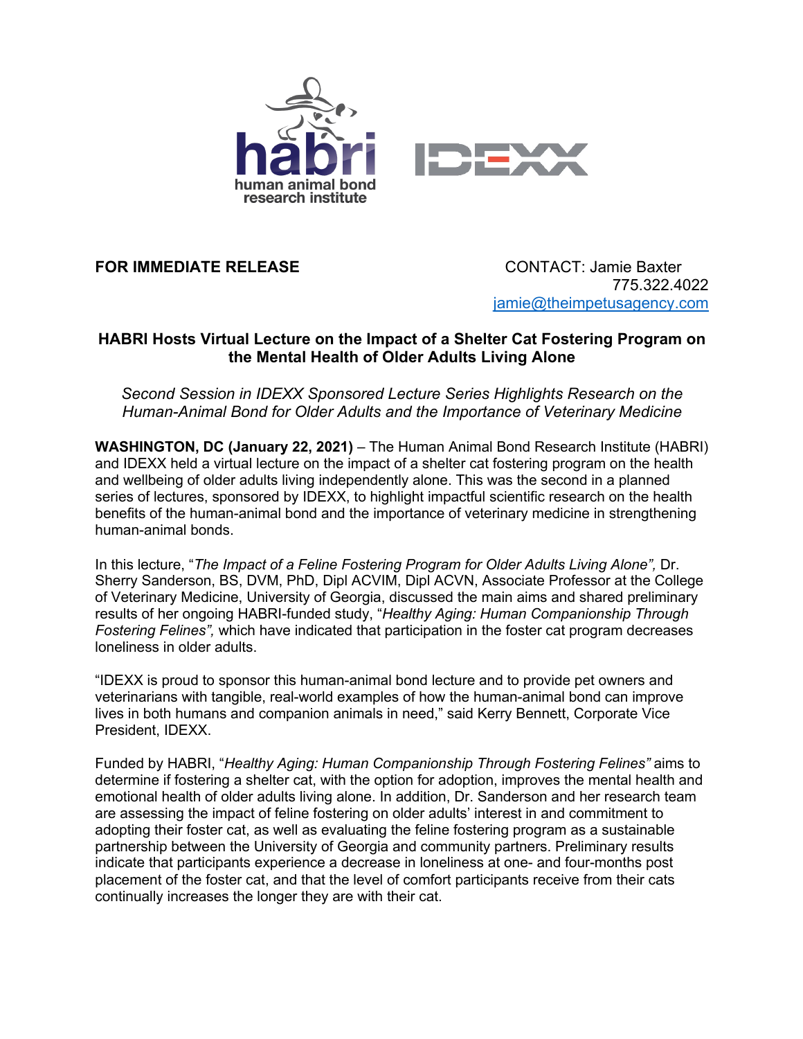habri human animal bond research institute

IDEXX

**FOR IMMEDIATE RELEASE**

CONTACT: Jamie Baxter
775.322.4022
jamie@theimpetusagency.com

## HABRI Hosts Virtual Lecture on the Impact of a Shelter Cat Fostering Program on the Mental Health of Older Adults Living Alone

*Second Session in IDEXX Sponsored Lecture Series Highlights Research on the Human-Animal Bond for Older Adults and the Importance of Veterinary Medicine*

**WASHINGTON, DC (January 22, 2021)** – The Human Animal Bond Research Institute (HABRI) and IDEXX held a virtual lecture on the impact of a shelter cat fostering program on the health and wellbeing of older adults living independently alone. This was the second in a planned series of lectures, sponsored by IDEXX, to highlight impactful scientific research on the health benefits of the human-animal bond and the importance of veterinary medicine in strengthening human-animal bonds.

In this lecture, "*The Impact of a Feline Fostering Program for Older Adults Living Alone",* Dr. Sherry Sanderson, BS, DVM, PhD, Dipl ACVIM, Dipl ACVN, Associate Professor at the College of Veterinary Medicine, University of Georgia, discussed the main aims and shared preliminary results of her ongoing HABRI-funded study, "*Healthy Aging: Human Companionship Through Fostering Felines",* which have indicated that participation in the foster cat program decreases loneliness in older adults.

"IDEXX is proud to sponsor this human-animal bond lecture and to provide pet owners and veterinarians with tangible, real-world examples of how the human-animal bond can improve lives in both humans and companion animals in need," said Kerry Bennett, Corporate Vice President, IDEXX.

Funded by HABRI, "*Healthy Aging: Human Companionship Through Fostering Felines"* aims to determine if fostering a shelter cat, with the option for adoption, improves the mental health and emotional health of older adults living alone. In addition, Dr. Sanderson and her research team are assessing the impact of feline fostering on older adults' interest in and commitment to adopting their foster cat, as well as evaluating the feline fostering program as a sustainable partnership between the University of Georgia and community partners. Preliminary results indicate that participants experience a decrease in loneliness at one- and four-months post placement of the foster cat, and that the level of comfort participants receive from their cats continually increases the longer they are with their cat.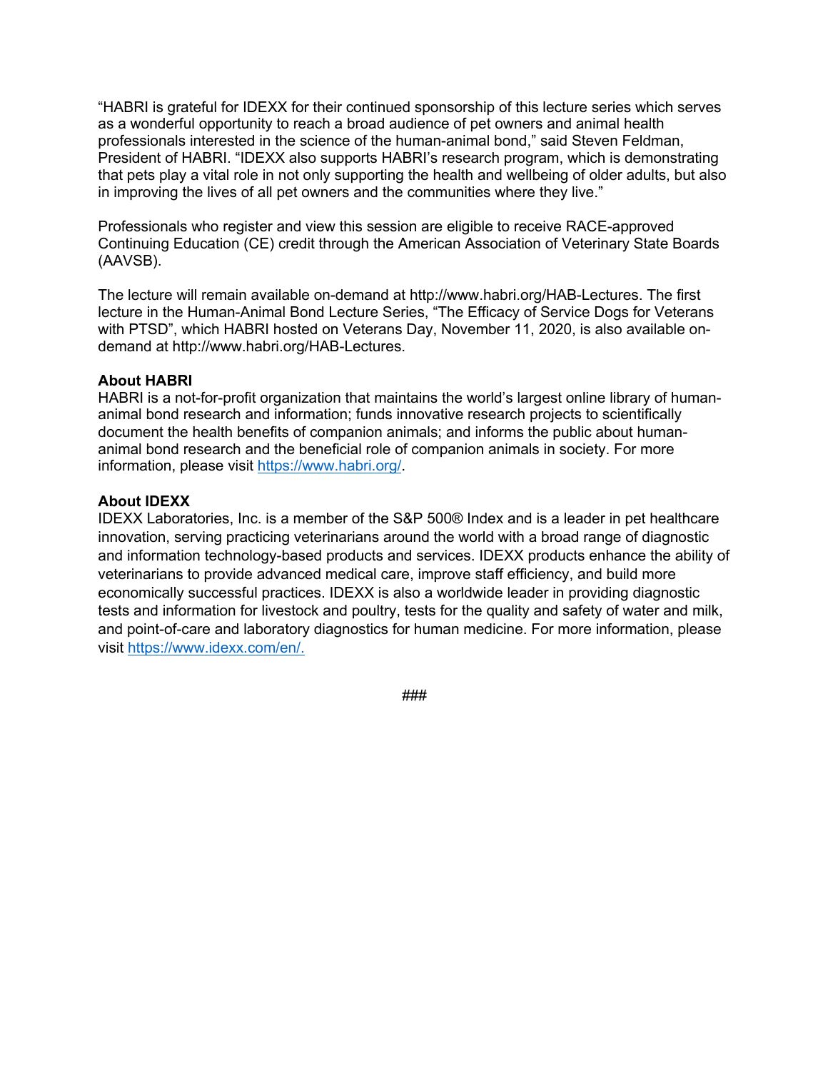“HABRI is grateful for IDEXX for their continued sponsorship of this lecture series which serves as a wonderful opportunity to reach a broad audience of pet owners and animal health professionals interested in the science of the human-animal bond,” said Steven Feldman, President of HABRI. “IDEXX also supports HABRI’s research program, which is demonstrating that pets play a vital role in not only supporting the health and wellbeing of older adults, but also in improving the lives of all pet owners and the communities where they live.”

Professionals who register and view this session are eligible to receive RACE-approved Continuing Education (CE) credit through the American Association of Veterinary State Boards (AAVSB).

The lecture will remain available on-demand at http://www.habri.org/HAB-Lectures. The first lecture in the Human-Animal Bond Lecture Series, “The Efficacy of Service Dogs for Veterans with PTSD”, which HABRI hosted on Veterans Day, November 11, 2020, is also available on-demand at http://www.habri.org/HAB-Lectures.

**About HABRI**
HABRI is a not-for-profit organization that maintains the world’s largest online library of human-animal bond research and information; funds innovative research projects to scientifically document the health benefits of companion animals; and informs the public about human-animal bond research and the beneficial role of companion animals in society. For more information, please visit [https://www.habri.org/](https://www.habri.org/).

**About IDEXX**
IDEXX Laboratories, Inc. is a member of the S&P 500® Index and is a leader in pet healthcare innovation, serving practicing veterinarians around the world with a broad range of diagnostic and information technology-based products and services. IDEXX products enhance the ability of veterinarians to provide advanced medical care, improve staff efficiency, and build more economically successful practices. IDEXX is also a worldwide leader in providing diagnostic tests and information for livestock and poultry, tests for the quality and safety of water and milk, and point-of-care and laboratory diagnostics for human medicine. For more information, please visit [https://www.idexx.com/en/.](https://www.idexx.com/en/)

###